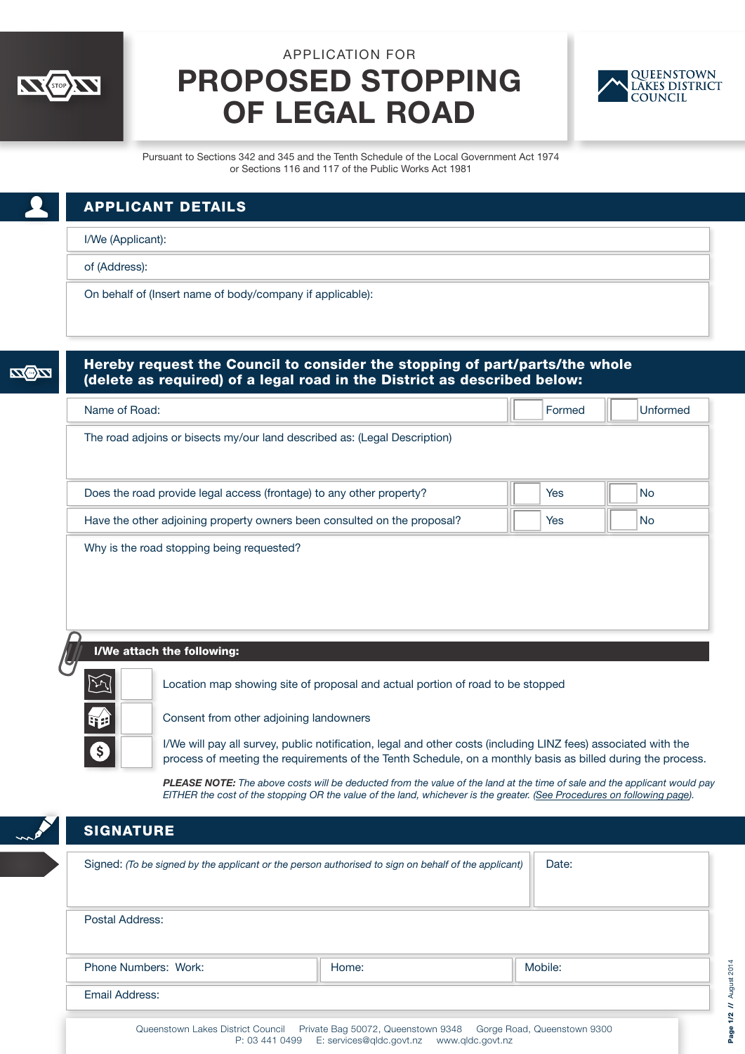APPLICATION FOR

# PROPOSED STOPPING OF LEGAL ROAD

QUEENSTOWN LAKES DISTRICT COUNCIL

Pursuant to Sections 342 and 345 and the Tenth Schedule of the Local Government Act 1974 or Sections 116 and 117 of the Public Works Act 1981

## APPLICANT DETAILS

I/We (Applicant):

of (Address):

On behalf of (Insert name of body/company if applicable):

## Hereby request the Council to consider the stopping of part/parts/the whole (delete as required) of a legal road in the District as described below:

| Name of Road: | ☐ Formed | ☐ Unformed |
|---|---|---|

The road adjoins or bisects my/our land described as: (Legal Description)

| | | |
|---|---|---|
| Does the road provide legal access (frontage) to any other property? | ☐ Yes | ☐ No |
| Have the other adjoining property owners been consulted on the proposal? | ☐ Yes | ☐ No |

Why is the road stopping being requested?

### I/We attach the following:

- ☐ Location map showing site of proposal and actual portion of road to be stopped
- ☐ Consent from other adjoining landowners
- ☐ I/We will pay all survey, public notification, legal and other costs (including LINZ fees) associated with the process of meeting the requirements of the Tenth Schedule, on a monthly basis as billed during the process.

***PLEASE NOTE:** The above costs will be deducted from the value of the land at the time of sale and the applicant would pay EITHER the cost of the stopping OR the value of the land, whichever is the greater. (See Procedures on following page).*

## SIGNATURE

| Signed: *(To be signed by the applicant or the person authorised to sign on behalf of the applicant)* | Date: |
|---|---|

Postal Address:

| Phone Numbers: Work: | Home: | Mobile: |
|---|---|---|

Email Address:

Queenstown Lakes District Council Private Bag 50072, Queenstown 9348 Gorge Road, Queenstown 9300
P: 03 441 0499 E: services@qldc.govt.nz www.qldc.govt.nz

August 2014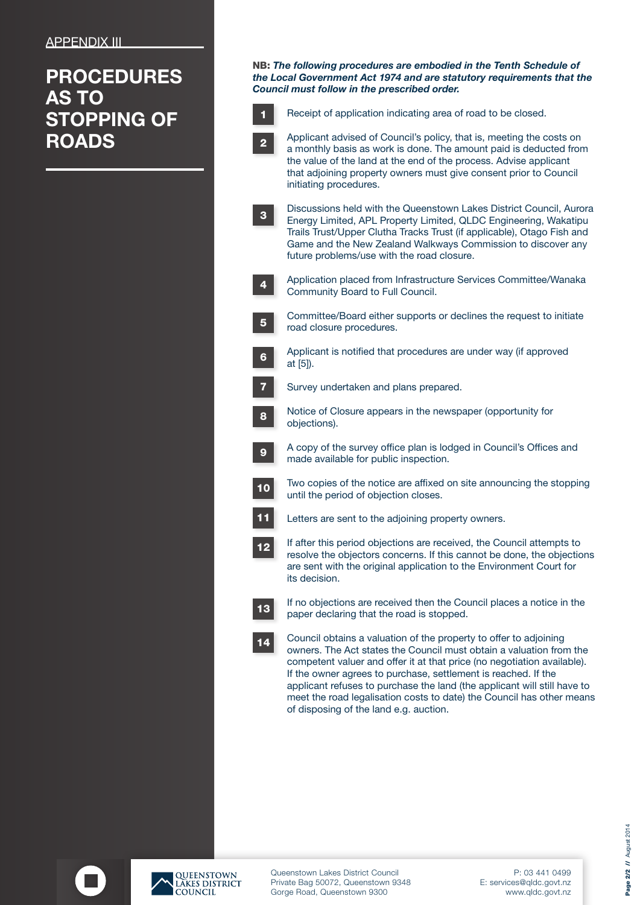APPENDIX III

# PROCEDURES AS TO STOPPING OF ROADS

**NB:** ***The following procedures are embodied in the Tenth Schedule of the Local Government Act 1974 and are statutory requirements that the Council must follow in the prescribed order.***

1. Receipt of application indicating area of road to be closed.
2. Applicant advised of Council's policy, that is, meeting the costs on a monthly basis as work is done. The amount paid is deducted from the value of the land at the end of the process. Advise applicant that adjoining property owners must give consent prior to Council initiating procedures.
3. Discussions held with the Queenstown Lakes District Council, Aurora Energy Limited, APL Property Limited, QLDC Engineering, Wakatipu Trails Trust/Upper Clutha Tracks Trust (if applicable), Otago Fish and Game and the New Zealand Walkways Commission to discover any future problems/use with the road closure.
4. Application placed from Infrastructure Services Committee/Wanaka Community Board to Full Council.
5. Committee/Board either supports or declines the request to initiate road closure procedures.
6. Applicant is notified that procedures are under way (if approved at [5]).
7. Survey undertaken and plans prepared.
8. Notice of Closure appears in the newspaper (opportunity for objections).
9. A copy of the survey office plan is lodged in Council's Offices and made available for public inspection.
10. Two copies of the notice are affixed on site announcing the stopping until the period of objection closes.
11. Letters are sent to the adjoining property owners.
12. If after this period objections are received, the Council attempts to resolve the objectors concerns. If this cannot be done, the objections are sent with the original application to the Environment Court for its decision.
13. If no objections are received then the Council places a notice in the paper declaring that the road is stopped.
14. Council obtains a valuation of the property to offer to adjoining owners. The Act states the Council must obtain a valuation from the competent valuer and offer it at that price (no negotiation available). If the owner agrees to purchase, settlement is reached. If the applicant refuses to purchase the land (the applicant will still have to meet the road legalisation costs to date) the Council has other means of disposing of the land e.g. auction.

QUEENSTOWN LAKES DISTRICT COUNCIL

Queenstown Lakes District Council
Private Bag 50072, Queenstown 9348
Gorge Road, Queenstown 9300

P: 03 441 0499
E: services@qldc.govt.nz
www.qldc.govt.nz

August 2014